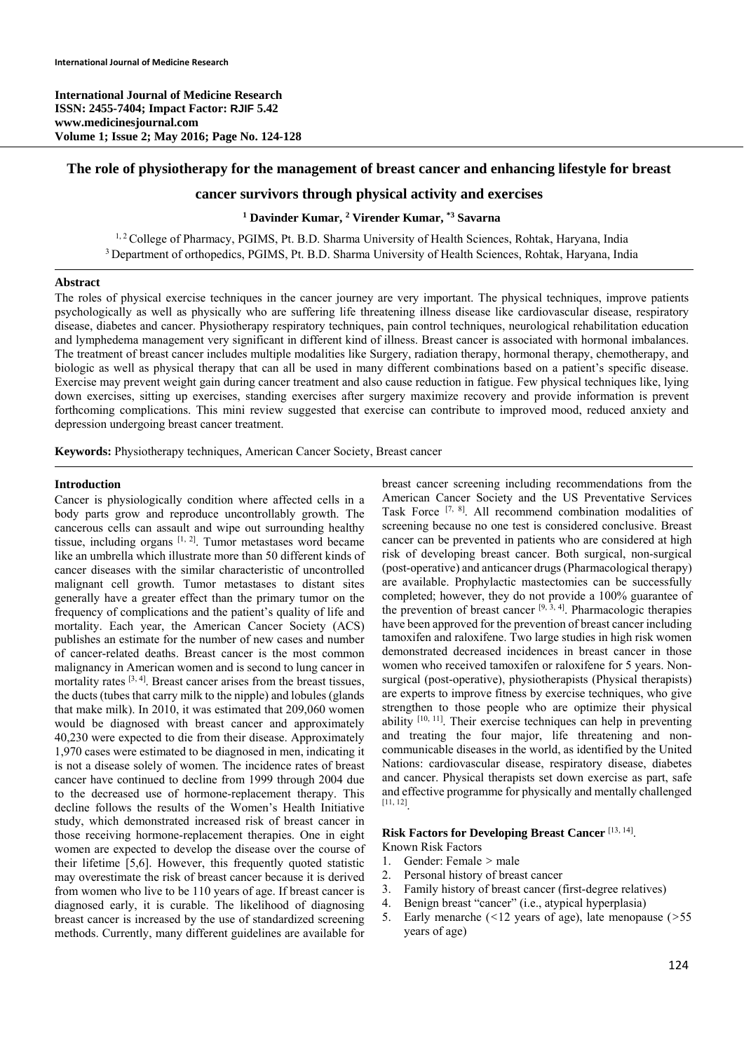# The role of physiotherapy for the management of breast cancer and enhancing lifestyle for breast cancer survivors through physical activity and exercises

**[1] Davinder Kumar, [2] Virender Kumar, *[3] Savarna**

[1, 2] College of Pharmacy, PGIMS, Pt. B.D. Sharma University of Health Sciences, Rohtak, Haryana, India
[3] Department of orthopedics, PGIMS, Pt. B.D. Sharma University of Health Sciences, Rohtak, Haryana, India

## Abstract

The roles of physical exercise techniques in the cancer journey are very important. The physical techniques, improve patients psychologically as well as physically who are suffering life threatening illness disease like cardiovascular disease, respiratory disease, diabetes and cancer. Physiotherapy respiratory techniques, pain control techniques, neurological rehabilitation education and lymphedema management very significant in different kind of illness. Breast cancer is associated with hormonal imbalances. The treatment of breast cancer includes multiple modalities like Surgery, radiation therapy, hormonal therapy, chemotherapy, and biologic as well as physical therapy that can all be used in many different combinations based on a patient's specific disease. Exercise may prevent weight gain during cancer treatment and also cause reduction in fatigue. Few physical techniques like, lying down exercises, sitting up exercises, standing exercises after surgery maximize recovery and provide information is prevent forthcoming complications. This mini review suggested that exercise can contribute to improved mood, reduced anxiety and depression undergoing breast cancer treatment.

**Keywords:** Physiotherapy techniques, American Cancer Society, Breast cancer

## Introduction

Cancer is physiologically condition where affected cells in a body parts grow and reproduce uncontrollably growth. The cancerous cells can assault and wipe out surrounding healthy tissue, including organs [1, 2]. Tumor metastases word became like an umbrella which illustrate more than 50 different kinds of cancer diseases with the similar characteristic of uncontrolled malignant cell growth. Tumor metastases to distant sites generally have a greater effect than the primary tumor on the frequency of complications and the patient's quality of life and mortality. Each year, the American Cancer Society (ACS) publishes an estimate for the number of new cases and number of cancer-related deaths. Breast cancer is the most common malignancy in American women and is second to lung cancer in mortality rates [3, 4]. Breast cancer arises from the breast tissues, the ducts (tubes that carry milk to the nipple) and lobules (glands that make milk). In 2010, it was estimated that 209,060 women would be diagnosed with breast cancer and approximately 40,230 were expected to die from their disease. Approximately 1,970 cases were estimated to be diagnosed in men, indicating it is not a disease solely of women. The incidence rates of breast cancer have continued to decline from 1999 through 2004 due to the decreased use of hormone-replacement therapy. This decline follows the results of the Women's Health Initiative study, which demonstrated increased risk of breast cancer in those receiving hormone-replacement therapies. One in eight women are expected to develop the disease over the course of their lifetime [5,6]. However, this frequently quoted statistic may overestimate the risk of breast cancer because it is derived from women who live to be 110 years of age. If breast cancer is diagnosed early, it is curable. The likelihood of diagnosing breast cancer is increased by the use of standardized screening methods. Currently, many different guidelines are available for breast cancer screening including recommendations from the American Cancer Society and the US Preventative Services Task Force [7, 8]. All recommend combination modalities of screening because no one test is considered conclusive. Breast cancer can be prevented in patients who are considered at high risk of developing breast cancer. Both surgical, non-surgical (post-operative) and anticancer drugs (Pharmacological therapy) are available. Prophylactic mastectomies can be successfully completed; however, they do not provide a 100% guarantee of the prevention of breast cancer [9, 3, 4]. Pharmacologic therapies have been approved for the prevention of breast cancer including tamoxifen and raloxifene. Two large studies in high risk women demonstrated decreased incidences in breast cancer in those women who received tamoxifen or raloxifene for 5 years. Non-surgical (post-operative), physiotherapists (Physical therapists) are experts to improve fitness by exercise techniques, who give strengthen to those people who are optimize their physical ability [10, 11]. Their exercise techniques can help in preventing and treating the four major, life threatening and non-communicable diseases in the world, as identified by the United Nations: cardiovascular disease, respiratory disease, diabetes and cancer. Physical therapists set down exercise as part, safe and effective programme for physically and mentally challenged [11, 12].

### Risk Factors for Developing Breast Cancer [13, 14].

Known Risk Factors

1. Gender: Female > male
2. Personal history of breast cancer
3. Family history of breast cancer (first-degree relatives)
4. Benign breast "cancer" (i.e., atypical hyperplasia)
5. Early menarche (<12 years of age), late menopause (>55 years of age)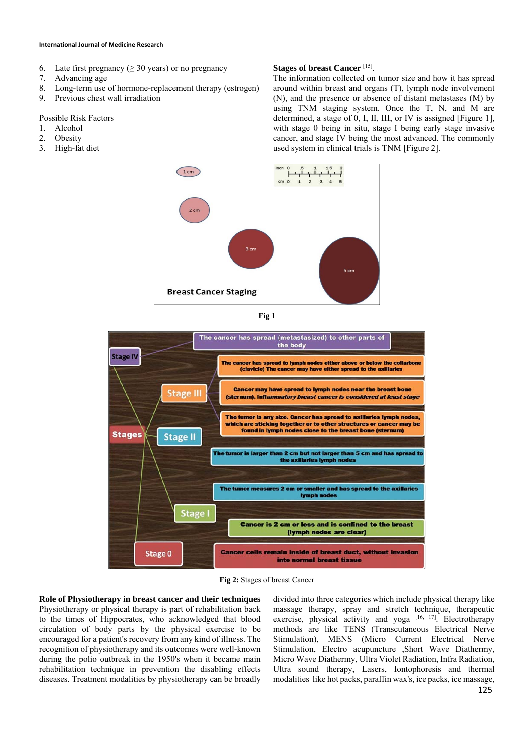6. Late first pregnancy (≥ 30 years) or no pregnancy
7. Advancing age
8. Long-term use of hormone-replacement therapy (estrogen)
9. Previous chest wall irradiation

Possible Risk Factors

1. Alcohol
2. Obesity
3. High-fat diet

**Stages of breast Cancer** [15].

The information collected on tumor size and how it has spread around within breast and organs (T), lymph node involvement (N), and the presence or absence of distant metastases (M) by using TNM staging system. Once the T, N, and M are determined, a stage of 0, I, II, III, or IV is assigned [Figure 1], with stage 0 being in situ, stage I being early stage invasive cancer, and stage IV being the most advanced. The commonly used system in clinical trials is TNM [Figure 2].

**Fig 1**

**Fig 2:** Stages of breast Cancer

**Role of Physiotherapy in breast cancer and their techniques**

Physiotherapy or physical therapy is part of rehabilitation back to the times of Hippocrates, who acknowledged that blood circulation of body parts by the physical exercise to be encouraged for a patient's recovery from any kind of illness. The recognition of physiotherapy and its outcomes were well-known during the polio outbreak in the 1950's when it became main rehabilitation technique in prevention the disabling effects diseases. Treatment modalities by physiotherapy can be broadly divided into three categories which include physical therapy like massage therapy, spray and stretch technique, therapeutic exercise, physical activity and yoga [16, 17]. Electrotherapy methods are like TENS (Transcutaneous Electrical Nerve Stimulation), MENS (Micro Current Electrical Nerve Stimulation, Electro acupuncture ,Short Wave Diathermy, Micro Wave Diathermy, Ultra Violet Radiation, Infra Radiation, Ultra sound therapy, Lasers, Iontophoresis and thermal modalities like hot packs, paraffin wax's, ice packs, ice massage,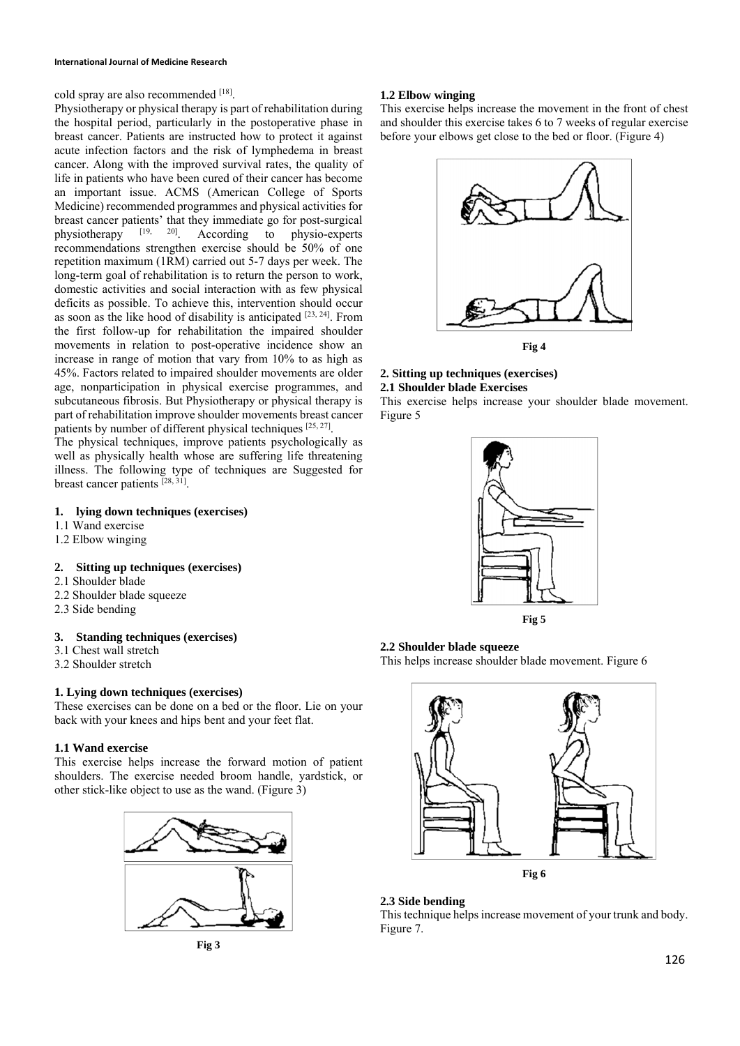cold spray are also recommended [18].

Physiotherapy or physical therapy is part of rehabilitation during the hospital period, particularly in the postoperative phase in breast cancer. Patients are instructed how to protect it against acute infection factors and the risk of lymphedema in breast cancer. Along with the improved survival rates, the quality of life in patients who have been cured of their cancer has become an important issue. ACMS (American College of Sports Medicine) recommended programmes and physical activities for breast cancer patients' that they immediate go for post-surgical physiotherapy [19, 20]. According to physio-experts recommendations strengthen exercise should be 50% of one repetition maximum (1RM) carried out 5-7 days per week. The long-term goal of rehabilitation is to return the person to work, domestic activities and social interaction with as few physical deficits as possible. To achieve this, intervention should occur as soon as the like hood of disability is anticipated [23, 24]. From the first follow-up for rehabilitation the impaired shoulder movements in relation to post-operative incidence show an increase in range of motion that vary from 10% to as high as 45%. Factors related to impaired shoulder movements are older age, nonparticipation in physical exercise programmes, and subcutaneous fibrosis. But Physiotherapy or physical therapy is part of rehabilitation improve shoulder movements breast cancer patients by number of different physical techniques [25, 27].

The physical techniques, improve patients psychologically as well as physically health whose are suffering life threatening illness. The following type of techniques are Suggested for breast cancer patients [28, 31].

**1. lying down techniques (exercises)**

1.1 Wand exercise
1.2 Elbow winging

**2. Sitting up techniques (exercises)**

2.1 Shoulder blade
2.2 Shoulder blade squeeze
2.3 Side bending

**3. Standing techniques (exercises)**

3.1 Chest wall stretch
3.2 Shoulder stretch

### 1. Lying down techniques (exercises)

These exercises can be done on a bed or the floor. Lie on your back with your knees and hips bent and your feet flat.

#### 1.1 Wand exercise

This exercise helps increase the forward motion of patient shoulders. The exercise needed broom handle, yardstick, or other stick-like object to use as the wand. (Figure 3)

Fig 3

#### 1.2 Elbow winging

This exercise helps increase the movement in the front of chest and shoulder this exercise takes 6 to 7 weeks of regular exercise before your elbows get close to the bed or floor. (Figure 4)

Fig 4

### 2. Sitting up techniques (exercises)

#### 2.1 Shoulder blade Exercises

This exercise helps increase your shoulder blade movement. Figure 5

Fig 5

#### 2.2 Shoulder blade squeeze

This helps increase shoulder blade movement. Figure 6

Fig 6

#### 2.3 Side bending

This technique helps increase movement of your trunk and body. Figure 7.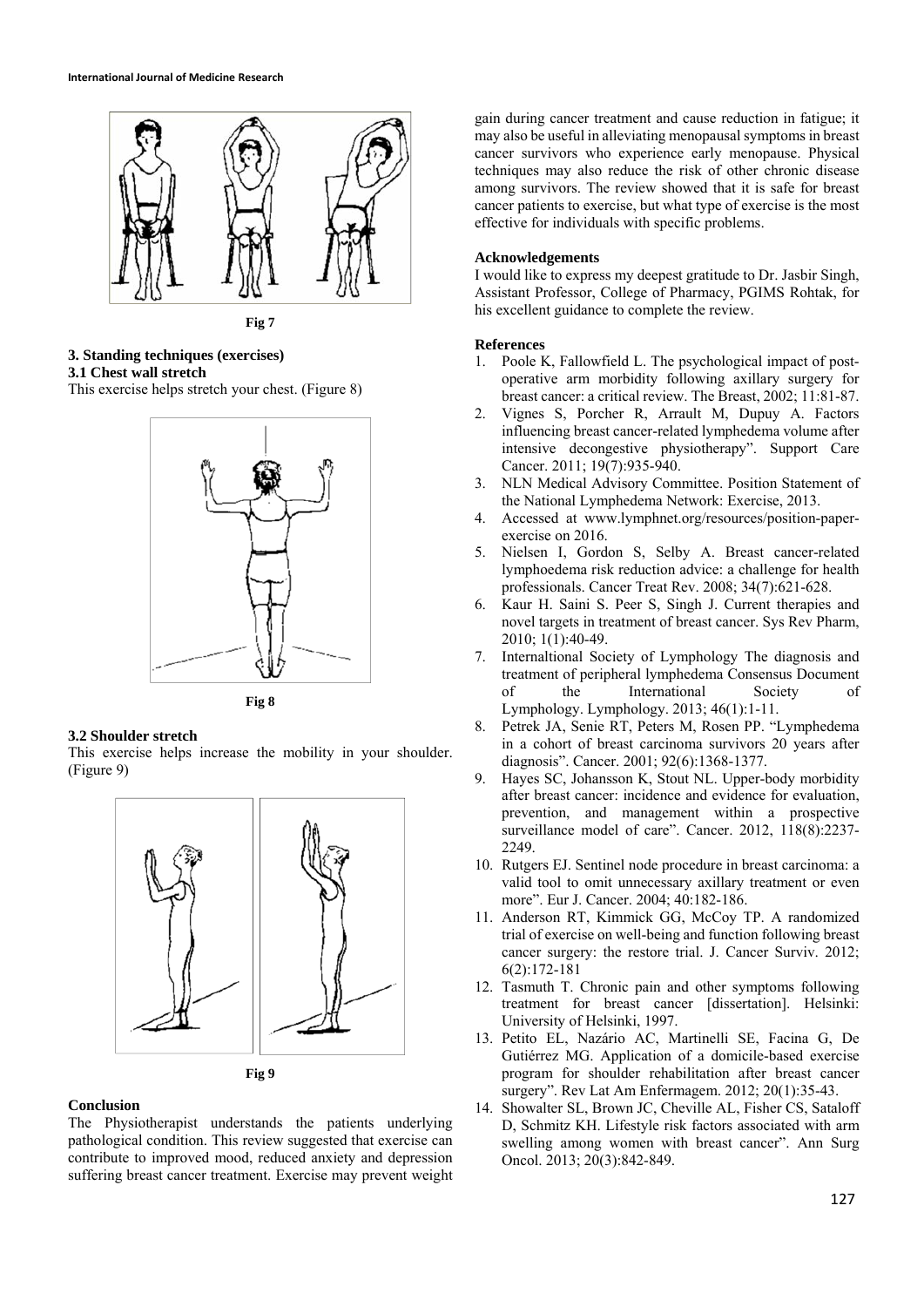Fig 7

### 3. Standing techniques (exercises)

#### 3.1 Chest wall stretch

This exercise helps stretch your chest. (Figure 8)

Fig 8

#### 3.2 Shoulder stretch

This exercise helps increase the mobility in your shoulder. (Figure 9)

Fig 9

## Conclusion

The Physiotherapist understands the patients underlying pathological condition. This review suggested that exercise can contribute to improved mood, reduced anxiety and depression suffering breast cancer treatment. Exercise may prevent weight gain during cancer treatment and cause reduction in fatigue; it may also be useful in alleviating menopausal symptoms in breast cancer survivors who experience early menopause. Physical techniques may also reduce the risk of other chronic disease among survivors. The review showed that it is safe for breast cancer patients to exercise, but what type of exercise is the most effective for individuals with specific problems.

## Acknowledgements

I would like to express my deepest gratitude to Dr. Jasbir Singh, Assistant Professor, College of Pharmacy, PGIMS Rohtak, for his excellent guidance to complete the review.

## References

1. Poole K, Fallowfield L. The psychological impact of post-operative arm morbidity following axillary surgery for breast cancer: a critical review. The Breast, 2002; 11:81-87.
2. Vignes S, Porcher R, Arrault M, Dupuy A. Factors influencing breast cancer-related lymphedema volume after intensive decongestive physiotherapy". Support Care Cancer. 2011; 19(7):935-940.
3. NLN Medical Advisory Committee. Position Statement of the National Lymphedema Network: Exercise, 2013.
4. Accessed at www.lymphnet.org/resources/position-paper-exercise on 2016.
5. Nielsen I, Gordon S, Selby A. Breast cancer-related lymphoedema risk reduction advice: a challenge for health professionals. Cancer Treat Rev. 2008; 34(7):621-628.
6. Kaur H. Saini S. Peer S, Singh J. Current therapies and novel targets in treatment of breast cancer. Sys Rev Pharm, 2010; 1(1):40-49.
7. Internaltional Society of Lymphology The diagnosis and treatment of peripheral lymphedema Consensus Document of the International Society of Lymphology. Lymphology. 2013; 46(1):1-11.
8. Petrek JA, Senie RT, Peters M, Rosen PP. "Lymphedema in a cohort of breast carcinoma survivors 20 years after diagnosis". Cancer. 2001; 92(6):1368-1377.
9. Hayes SC, Johansson K, Stout NL. Upper-body morbidity after breast cancer: incidence and evidence for evaluation, prevention, and management within a prospective surveillance model of care". Cancer. 2012, 118(8):2237-2249.
10. Rutgers EJ. Sentinel node procedure in breast carcinoma: a valid tool to omit unnecessary axillary treatment or even more". Eur J. Cancer. 2004; 40:182-186.
11. Anderson RT, Kimmick GG, McCoy TP. A randomized trial of exercise on well-being and function following breast cancer surgery: the restore trial. J. Cancer Surviv. 2012; 6(2):172-181
12. Tasmuth T. Chronic pain and other symptoms following treatment for breast cancer [dissertation]. Helsinki: University of Helsinki, 1997.
13. Petito EL, Nazário AC, Martinelli SE, Facina G, De Gutiérrez MG. Application of a domicile-based exercise program for shoulder rehabilitation after breast cancer surgery". Rev Lat Am Enfermagem. 2012; 20(1):35-43.
14. Showalter SL, Brown JC, Cheville AL, Fisher CS, Sataloff D, Schmitz KH. Lifestyle risk factors associated with arm swelling among women with breast cancer". Ann Surg Oncol. 2013; 20(3):842-849.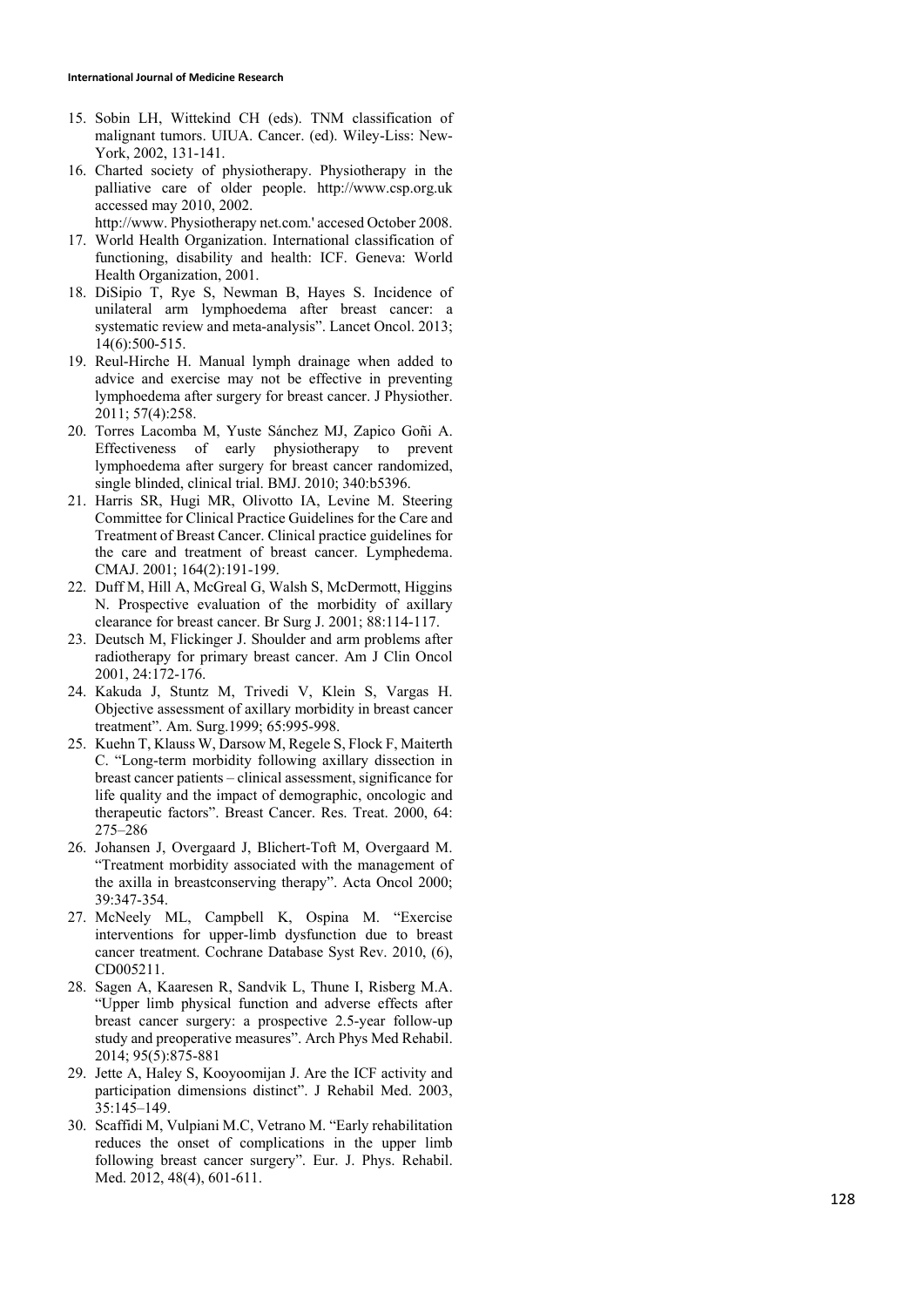15. Sobin LH, Wittekind CH (eds). TNM classification of malignant tumors. UIUA. Cancer. (ed). Wiley-Liss: New-York, 2002, 131-141.
16. Charted society of physiotherapy. Physiotherapy in the palliative care of older people. http://www.csp.org.uk accessed may 2010, 2002.
    http://www. Physiotherapy net.com.' accesed October 2008.
17. World Health Organization. International classification of functioning, disability and health: ICF. Geneva: World Health Organization, 2001.
18. DiSipio T, Rye S, Newman B, Hayes S. Incidence of unilateral arm lymphoedema after breast cancer: a systematic review and meta-analysis". Lancet Oncol. 2013; 14(6):500-515.
19. Reul-Hirche H. Manual lymph drainage when added to advice and exercise may not be effective in preventing lymphoedema after surgery for breast cancer. J Physiother. 2011; 57(4):258.
20. Torres Lacomba M, Yuste Sánchez MJ, Zapico Goñi A. Effectiveness of early physiotherapy to prevent lymphoedema after surgery for breast cancer randomized, single blinded, clinical trial. BMJ. 2010; 340:b5396.
21. Harris SR, Hugi MR, Olivotto IA, Levine M. Steering Committee for Clinical Practice Guidelines for the Care and Treatment of Breast Cancer. Clinical practice guidelines for the care and treatment of breast cancer. Lymphedema. CMAJ. 2001; 164(2):191-199.
22. Duff M, Hill A, McGreal G, Walsh S, McDermott, Higgins N. Prospective evaluation of the morbidity of axillary clearance for breast cancer. Br Surg J. 2001; 88:114-117.
23. Deutsch M, Flickinger J. Shoulder and arm problems after radiotherapy for primary breast cancer. Am J Clin Oncol 2001, 24:172-176.
24. Kakuda J, Stuntz M, Trivedi V, Klein S, Vargas H. Objective assessment of axillary morbidity in breast cancer treatment". Am. Surg.1999; 65:995-998.
25. Kuehn T, Klauss W, Darsow M, Regele S, Flock F, Maiterth C. "Long-term morbidity following axillary dissection in breast cancer patients – clinical assessment, significance for life quality and the impact of demographic, oncologic and therapeutic factors". Breast Cancer. Res. Treat. 2000, 64: 275–286
26. Johansen J, Overgaard J, Blichert-Toft M, Overgaard M. "Treatment morbidity associated with the management of the axilla in breastconserving therapy". Acta Oncol 2000; 39:347-354.
27. McNeely ML, Campbell K, Ospina M. "Exercise interventions for upper-limb dysfunction due to breast cancer treatment. Cochrane Database Syst Rev. 2010, (6), CD005211.
28. Sagen A, Kaaresen R, Sandvik L, Thune I, Risberg M.A. "Upper limb physical function and adverse effects after breast cancer surgery: a prospective 2.5-year follow-up study and preoperative measures". Arch Phys Med Rehabil. 2014; 95(5):875-881
29. Jette A, Haley S, Kooyoomijan J. Are the ICF activity and participation dimensions distinct". J Rehabil Med. 2003, 35:145–149.
30. Scaffidi M, Vulpiani M.C, Vetrano M. "Early rehabilitation reduces the onset of complications in the upper limb following breast cancer surgery". Eur. J. Phys. Rehabil. Med. 2012, 48(4), 601-611.